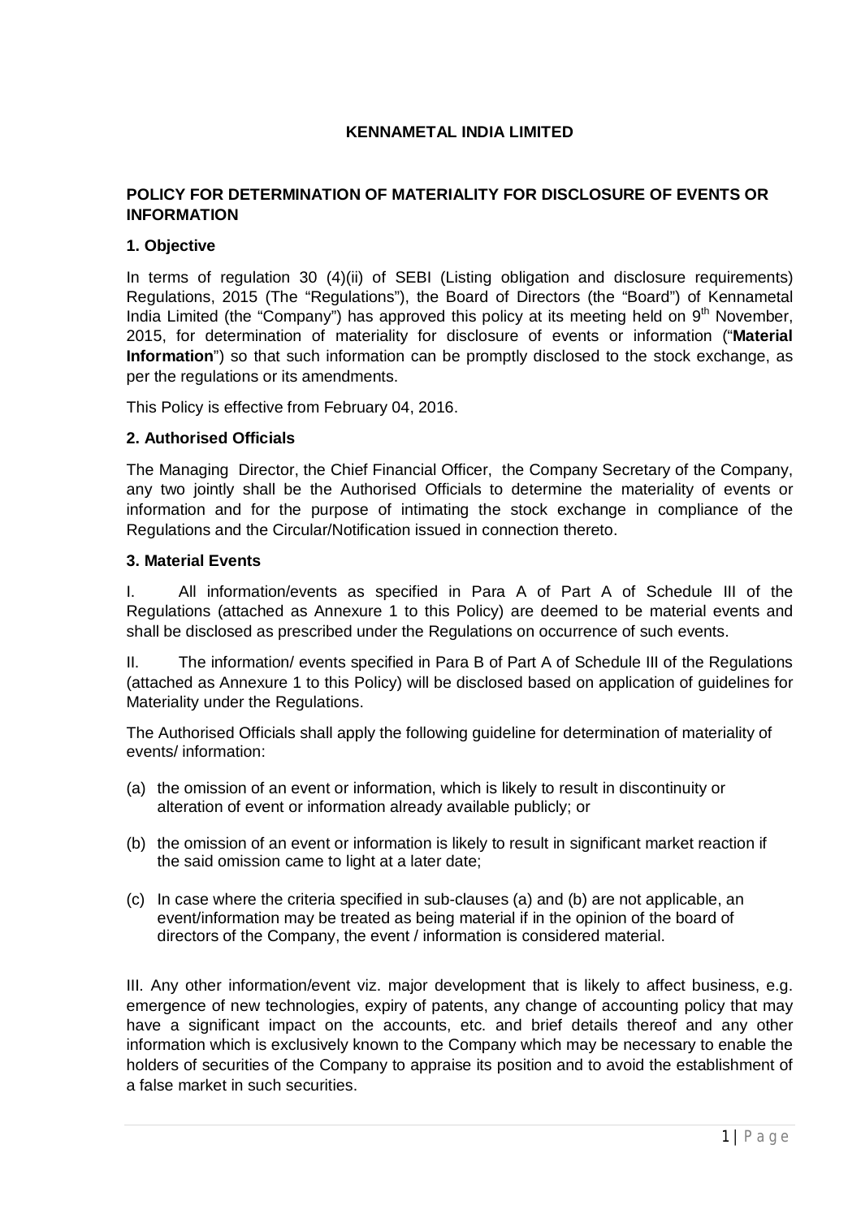# KENNAMETAL INDIA LIMITED

## POLICY FOR DETERMINATION OF MATERIALITY FOR DISCLOSURE OF EVENTS OR INFORMATION

### 1. Objective

In terms of regulation 30 (4)(ii) of SEBI (Listing obligation and disclosure requirements) Regulations, 2015 (The "Regulations"), the Board of Directors (the "Board") of Kennametal India Limited (the "Company") has approved this policy at its meeting held on 9th November, 2015, for determination of materiality for disclosure of events or information ("**Material Information**") so that such information can be promptly disclosed to the stock exchange, as per the regulations or its amendments.

This Policy is effective from February 04, 2016.

### 2. Authorised Officials

The Managing Director, the Chief Financial Officer, the Company Secretary of the Company, any two jointly shall be the Authorised Officials to determine the materiality of events or information and for the purpose of intimating the stock exchange in compliance of the Regulations and the Circular/Notification issued in connection thereto.

### 3. Material Events

I. All information/events as specified in Para A of Part A of Schedule III of the Regulations (attached as Annexure 1 to this Policy) are deemed to be material events and shall be disclosed as prescribed under the Regulations on occurrence of such events.

II. The information/ events specified in Para B of Part A of Schedule III of the Regulations (attached as Annexure 1 to this Policy) will be disclosed based on application of guidelines for Materiality under the Regulations.

The Authorised Officials shall apply the following guideline for determination of materiality of events/ information:

(a) the omission of an event or information, which is likely to result in discontinuity or alteration of event or information already available publicly; or

(b) the omission of an event or information is likely to result in significant market reaction if the said omission came to light at a later date;

(c) In case where the criteria specified in sub-clauses (a) and (b) are not applicable, an event/information may be treated as being material if in the opinion of the board of directors of the Company, the event / information is considered material.

III. Any other information/event viz. major development that is likely to affect business, e.g. emergence of new technologies, expiry of patents, any change of accounting policy that may have a significant impact on the accounts, etc. and brief details thereof and any other information which is exclusively known to the Company which may be necessary to enable the holders of securities of the Company to appraise its position and to avoid the establishment of a false market in such securities.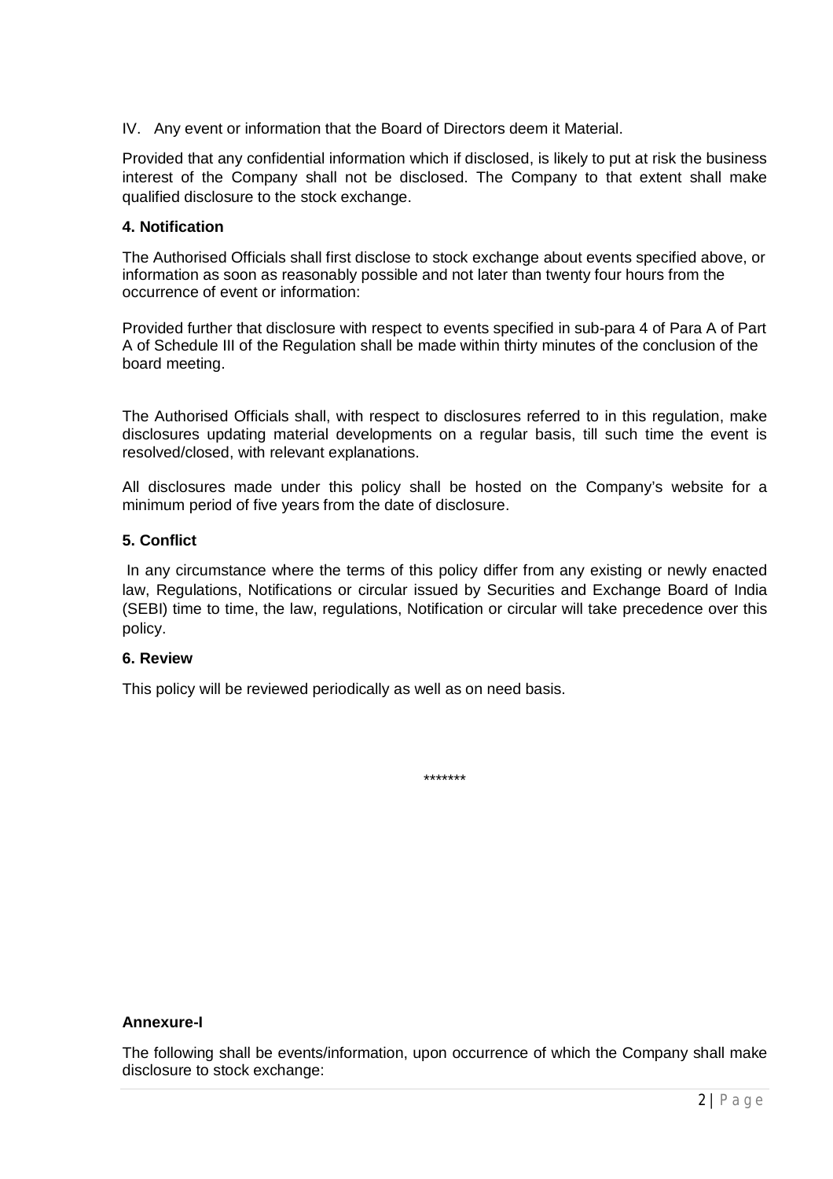IV. Any event or information that the Board of Directors deem it Material.

Provided that any confidential information which if disclosed, is likely to put at risk the business interest of the Company shall not be disclosed. The Company to that extent shall make qualified disclosure to the stock exchange.

**4. Notification**

The Authorised Officials shall first disclose to stock exchange about events specified above, or information as soon as reasonably possible and not later than twenty four hours from the occurrence of event or information:

Provided further that disclosure with respect to events specified in sub-para 4 of Para A of Part A of Schedule III of the Regulation shall be made within thirty minutes of the conclusion of the board meeting.

The Authorised Officials shall, with respect to disclosures referred to in this regulation, make disclosures updating material developments on a regular basis, till such time the event is resolved/closed, with relevant explanations.

All disclosures made under this policy shall be hosted on the Company's website for a minimum period of five years from the date of disclosure.

**5. Conflict**

In any circumstance where the terms of this policy differ from any existing or newly enacted law, Regulations, Notifications or circular issued by Securities and Exchange Board of India (SEBI) time to time, the law, regulations, Notification or circular will take precedence over this policy.

**6. Review**

This policy will be reviewed periodically as well as on need basis.

*******

**Annexure-I**

The following shall be events/information, upon occurrence of which the Company shall make disclosure to stock exchange: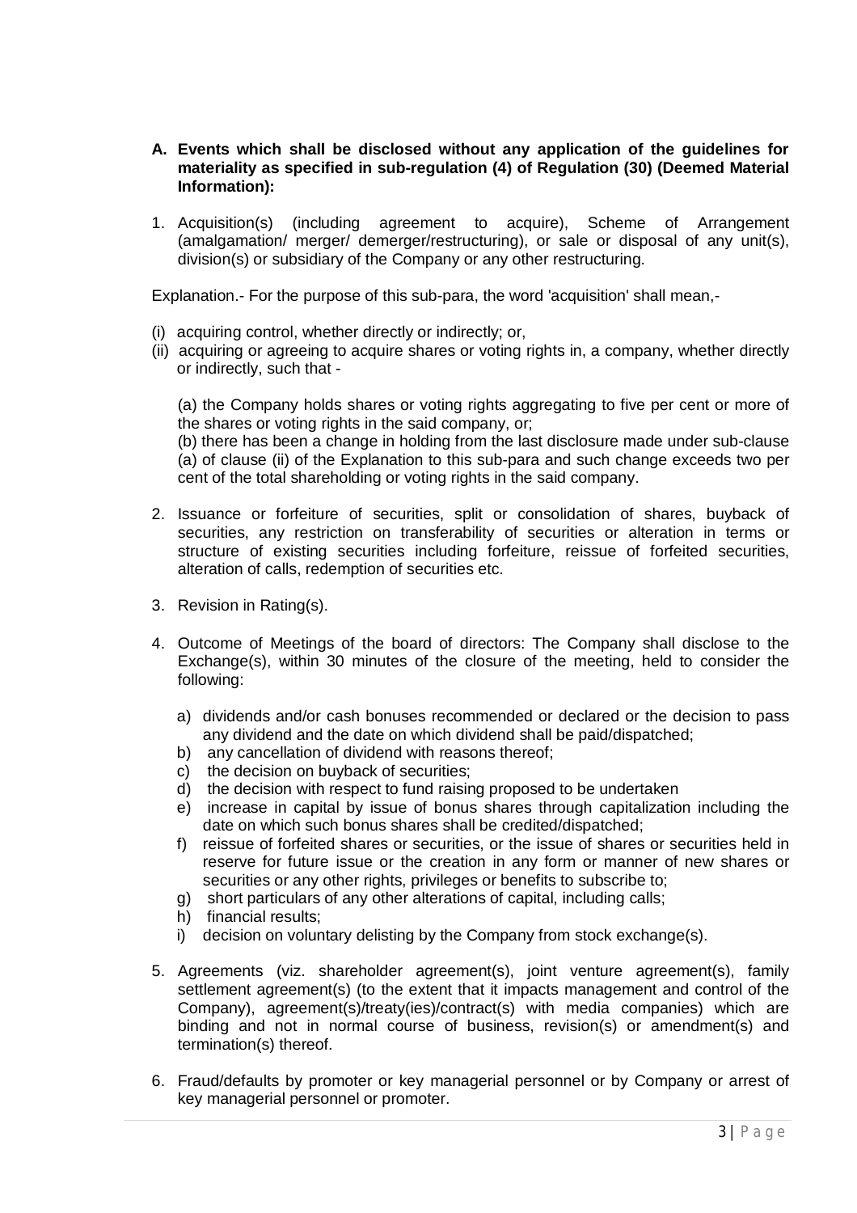**A. Events which shall be disclosed without any application of the guidelines for materiality as specified in sub-regulation (4) of Regulation (30) (Deemed Material Information):**

1. Acquisition(s) (including agreement to acquire), Scheme of Arrangement (amalgamation/ merger/ demerger/restructuring), or sale or disposal of any unit(s), division(s) or subsidiary of the Company or any other restructuring.

Explanation.- For the purpose of this sub-para, the word 'acquisition' shall mean,-

(i) acquiring control, whether directly or indirectly; or,
(ii) acquiring or agreeing to acquire shares or voting rights in, a company, whether directly or indirectly, such that -

(a) the Company holds shares or voting rights aggregating to five per cent or more of the shares or voting rights in the said company, or;
(b) there has been a change in holding from the last disclosure made under sub-clause (a) of clause (ii) of the Explanation to this sub-para and such change exceeds two per cent of the total shareholding or voting rights in the said company.

2. Issuance or forfeiture of securities, split or consolidation of shares, buyback of securities, any restriction on transferability of securities or alteration in terms or structure of existing securities including forfeiture, reissue of forfeited securities, alteration of calls, redemption of securities etc.

3. Revision in Rating(s).

4. Outcome of Meetings of the board of directors: The Company shall disclose to the Exchange(s), within 30 minutes of the closure of the meeting, held to consider the following:

   a) dividends and/or cash bonuses recommended or declared or the decision to pass any dividend and the date on which dividend shall be paid/dispatched;
   b) any cancellation of dividend with reasons thereof;
   c) the decision on buyback of securities;
   d) the decision with respect to fund raising proposed to be undertaken
   e) increase in capital by issue of bonus shares through capitalization including the date on which such bonus shares shall be credited/dispatched;
   f) reissue of forfeited shares or securities, or the issue of shares or securities held in reserve for future issue or the creation in any form or manner of new shares or securities or any other rights, privileges or benefits to subscribe to;
   g) short particulars of any other alterations of capital, including calls;
   h) financial results;
   i) decision on voluntary delisting by the Company from stock exchange(s).

5. Agreements (viz. shareholder agreement(s), joint venture agreement(s), family settlement agreement(s) (to the extent that it impacts management and control of the Company), agreement(s)/treaty(ies)/contract(s) with media companies) which are binding and not in normal course of business, revision(s) or amendment(s) and termination(s) thereof.

6. Fraud/defaults by promoter or key managerial personnel or by Company or arrest of key managerial personnel or promoter.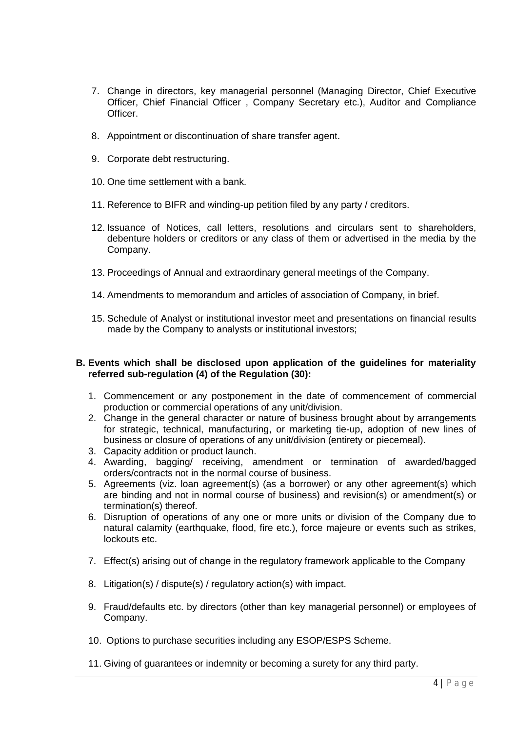7. Change in directors, key managerial personnel (Managing Director, Chief Executive Officer, Chief Financial Officer , Company Secretary etc.), Auditor and Compliance Officer.

8. Appointment or discontinuation of share transfer agent.

9. Corporate debt restructuring.

10. One time settlement with a bank.

11. Reference to BIFR and winding-up petition filed by any party / creditors.

12. Issuance of Notices, call letters, resolutions and circulars sent to shareholders, debenture holders or creditors or any class of them or advertised in the media by the Company.

13. Proceedings of Annual and extraordinary general meetings of the Company.

14. Amendments to memorandum and articles of association of Company, in brief.

15. Schedule of Analyst or institutional investor meet and presentations on financial results made by the Company to analysts or institutional investors;

**B. Events which shall be disclosed upon application of the guidelines for materiality referred sub-regulation (4) of the Regulation (30):**

1. Commencement or any postponement in the date of commencement of commercial production or commercial operations of any unit/division.
2. Change in the general character or nature of business brought about by arrangements for strategic, technical, manufacturing, or marketing tie-up, adoption of new lines of business or closure of operations of any unit/division (entirety or piecemeal).
3. Capacity addition or product launch.
4. Awarding, bagging/ receiving, amendment or termination of awarded/bagged orders/contracts not in the normal course of business.
5. Agreements (viz. loan agreement(s) (as a borrower) or any other agreement(s) which are binding and not in normal course of business) and revision(s) or amendment(s) or termination(s) thereof.
6. Disruption of operations of any one or more units or division of the Company due to natural calamity (earthquake, flood, fire etc.), force majeure or events such as strikes, lockouts etc.

7. Effect(s) arising out of change in the regulatory framework applicable to the Company

8. Litigation(s) / dispute(s) / regulatory action(s) with impact.

9. Fraud/defaults etc. by directors (other than key managerial personnel) or employees of Company.

10. Options to purchase securities including any ESOP/ESPS Scheme.

11. Giving of guarantees or indemnity or becoming a surety for any third party.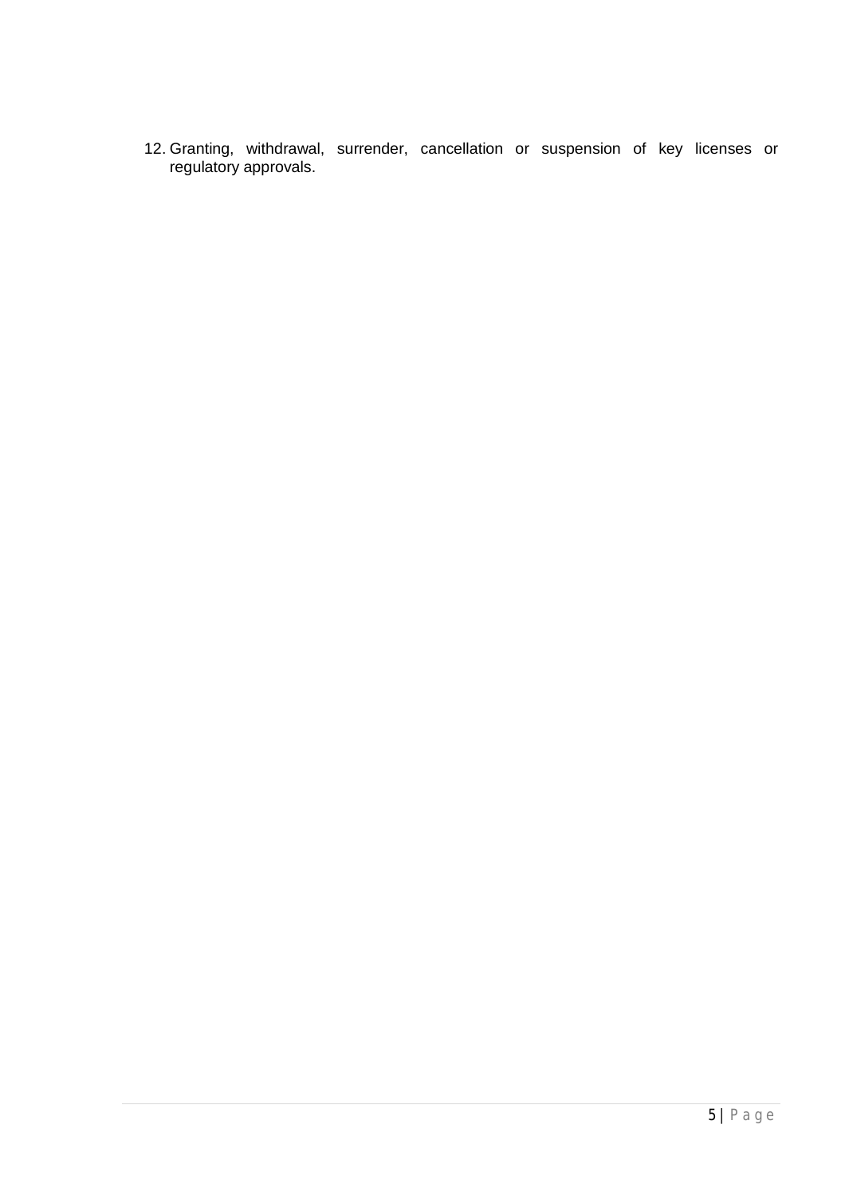12. Granting, withdrawal, surrender, cancellation or suspension of key licenses or regulatory approvals.